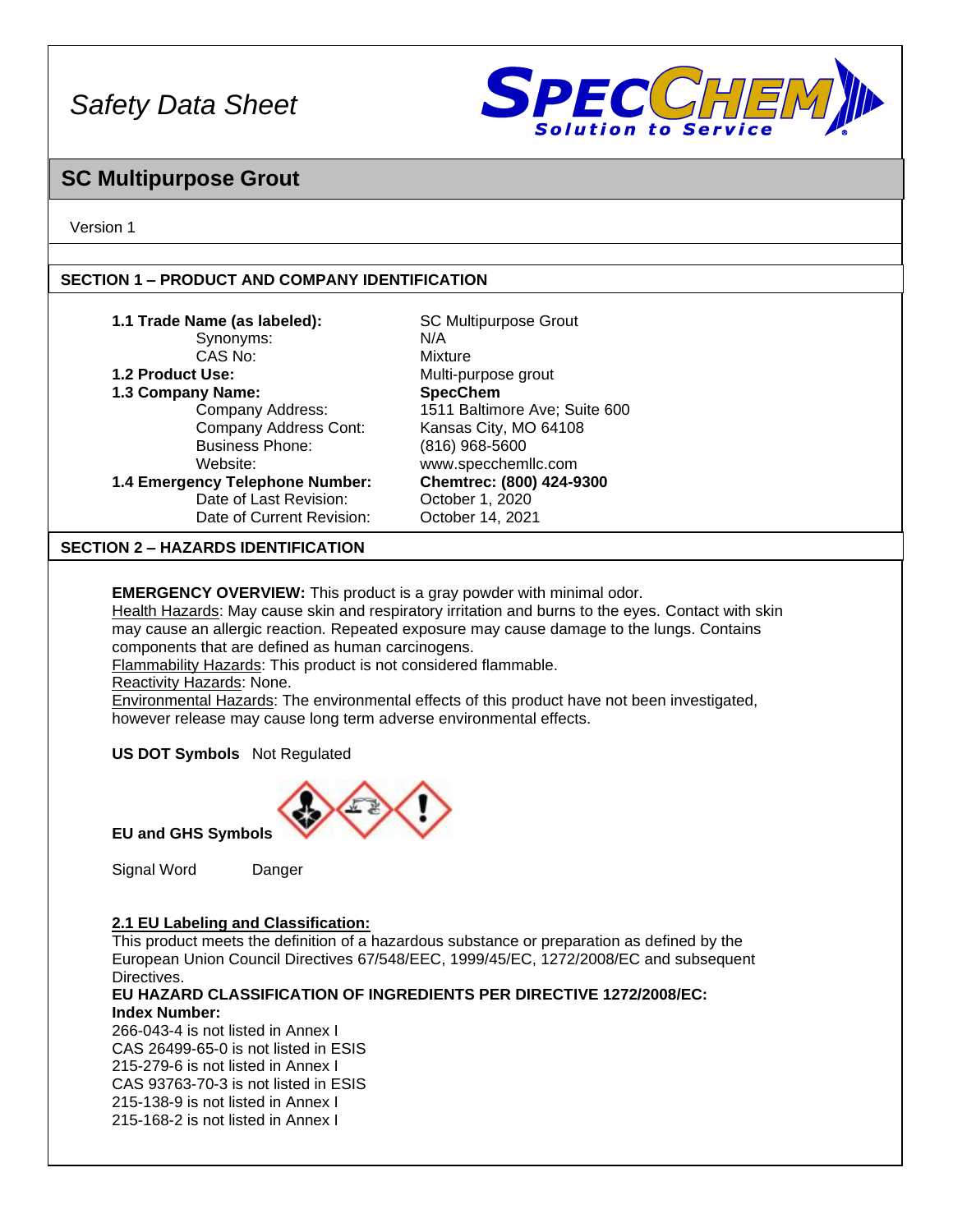*Safety Data Sheet*

# SC Multipurpose Grout

Version 1

## SECTION 1 – PRODUCT AND COMPANY IDENTIFICATION

| | |
|---|---|
| **1.1 Trade Name (as labeled):** | SC Multipurpose Grout |
| Synonyms: | N/A |
| CAS No: | Mixture |
| **1.2 Product Use:** | Multi-purpose grout |
| **1.3 Company Name:** | **SpecChem** |
| Company Address: | 1511 Baltimore Ave; Suite 600 |
| Company Address Cont: | Kansas City, MO 64108 |
| Business Phone: | (816) 968-5600 |
| Website: | www.specchemllc.com |
| **1.4 Emergency Telephone Number:** | **Chemtrec: (800) 424-9300** |
| Date of Last Revision: | October 1, 2020 |
| Date of Current Revision: | October 14, 2021 |

## SECTION 2 – HAZARDS IDENTIFICATION

**EMERGENCY OVERVIEW:** This product is a gray powder with minimal odor.
Health Hazards: May cause skin and respiratory irritation and burns to the eyes. Contact with skin may cause an allergic reaction. Repeated exposure may cause damage to the lungs. Contains components that are defined as human carcinogens.
Flammability Hazards: This product is not considered flammable.
Reactivity Hazards: None.
Environmental Hazards: The environmental effects of this product have not been investigated, however release may cause long term adverse environmental effects.

**US DOT Symbols** Not Regulated

**EU and GHS Symbols**

Signal Word Danger

**2.1 EU Labeling and Classification:**
This product meets the definition of a hazardous substance or preparation as defined by the European Union Council Directives 67/548/EEC, 1999/45/EC, 1272/2008/EC and subsequent Directives.
**EU HAZARD CLASSIFICATION OF INGREDIENTS PER DIRECTIVE 1272/2008/EC:**
**Index Number:**
266-043-4 is not listed in Annex I
CAS 26499-65-0 is not listed in ESIS
215-279-6 is not listed in Annex I
CAS 93763-70-3 is not listed in ESIS
215-138-9 is not listed in Annex I
215-168-2 is not listed in Annex I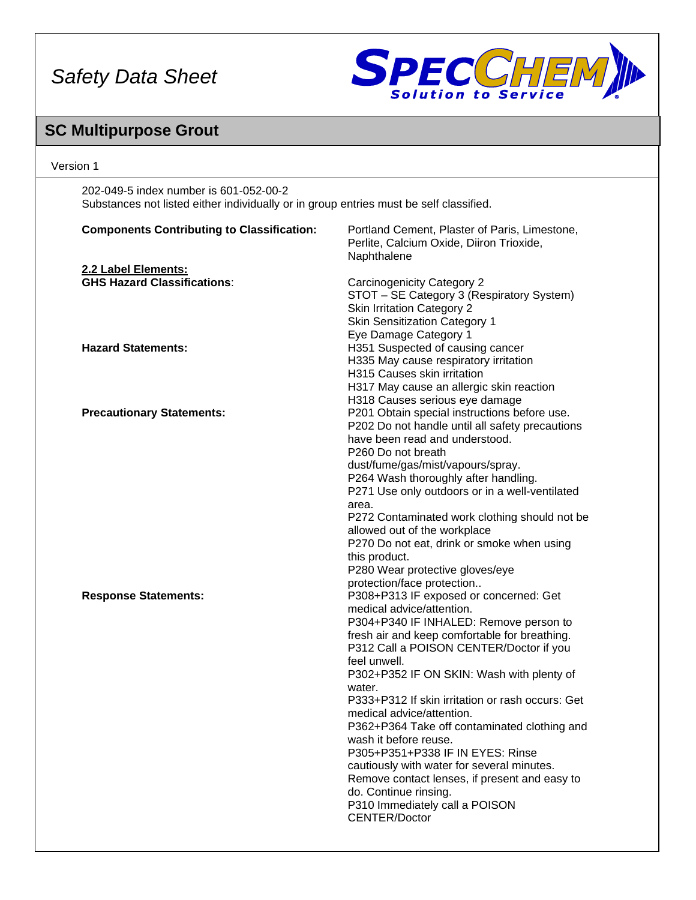202-049-5 index number is 601-052-00-2
Substances not listed either individually or in group entries must be self classified.

**Components Contributing to Classification:** Portland Cement, Plaster of Paris, Limestone, Perlite, Calcium Oxide, Diiron Trioxide, Naphthalene

**2.2 Label Elements:**

**GHS Hazard Classifications**:
- Carcinogenicity Category 2
- STOT – SE Category 3 (Respiratory System)
- Skin Irritation Category 2
- Skin Sensitization Category 1
- Eye Damage Category 1

**Hazard Statements:**
- H351 Suspected of causing cancer
- H335 May cause respiratory irritation
- H315 Causes skin irritation
- H317 May cause an allergic skin reaction
- H318 Causes serious eye damage

**Precautionary Statements:**
- P201 Obtain special instructions before use.
- P202 Do not handle until all safety precautions have been read and understood.
- P260 Do not breath dust/fume/gas/mist/vapours/spray.
- P264 Wash thoroughly after handling.
- P271 Use only outdoors or in a well-ventilated area.
- P272 Contaminated work clothing should not be allowed out of the workplace
- P270 Do not eat, drink or smoke when using this product.
- P280 Wear protective gloves/eye protection/face protection..

**Response Statements:**
- P308+P313 IF exposed or concerned: Get medical advice/attention.
- P304+P340 IF INHALED: Remove person to fresh air and keep comfortable for breathing.
- P312 Call a POISON CENTER/Doctor if you feel unwell.
- P302+P352 IF ON SKIN: Wash with plenty of water.
- P333+P312 If skin irritation or rash occurs: Get medical advice/attention.
- P362+P364 Take off contaminated clothing and wash it before reuse.
- P305+P351+P338 IF IN EYES: Rinse cautiously with water for several minutes. Remove contact lenses, if present and easy to do. Continue rinsing.
- P310 Immediately call a POISON CENTER/Doctor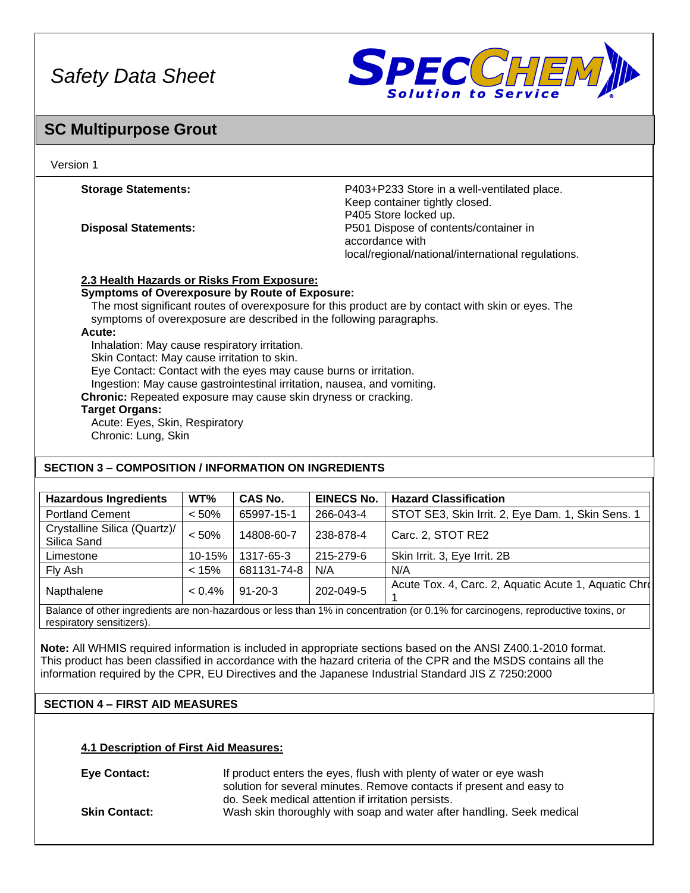Safety Data Sheet

# SC Multipurpose Grout

Version 1

**Storage Statements:** P403+P233 Store in a well-ventilated place. Keep container tightly closed. P405 Store locked up.

**Disposal Statements:** P501 Dispose of contents/container in accordance with local/regional/national/international regulations.

**2.3 Health Hazards or Risks From Exposure:**

**Symptoms of Overexposure by Route of Exposure:**

The most significant routes of overexposure for this product are by contact with skin or eyes. The symptoms of overexposure are described in the following paragraphs.

**Acute:**

Inhalation: May cause respiratory irritation.
Skin Contact: May cause irritation to skin.
Eye Contact: Contact with the eyes may cause burns or irritation.
Ingestion: May cause gastrointestinal irritation, nausea, and vomiting.

**Chronic:** Repeated exposure may cause skin dryness or cracking.

**Target Organs:**

Acute: Eyes, Skin, Respiratory
Chronic: Lung, Skin

## SECTION 3 – COMPOSITION / INFORMATION ON INGREDIENTS

| Hazardous Ingredients | WT% | CAS No. | EINECS No. | Hazard Classification |
|---|---|---|---|---|
| Portland Cement | < 50% | 65997-15-1 | 266-043-4 | STOT SE3, Skin Irrit. 2, Eye Dam. 1, Skin Sens. 1 |
| Crystalline Silica (Quartz)/ Silica Sand | < 50% | 14808-60-7 | 238-878-4 | Carc. 2, STOT RE2 |
| Limestone | 10-15% | 1317-65-3 | 215-279-6 | Skin Irrit. 3, Eye Irrit. 2B |
| Fly Ash | < 15% | 681131-74-8 | N/A | N/A |
| Napthalene | < 0.4% | 91-20-3 | 202-049-5 | Acute Tox. 4, Carc. 2, Aquatic Acute 1, Aquatic Chro 1 |
| Balance of other ingredients are non-hazardous or less than 1% in concentration (or 0.1% for carcinogens, reproductive toxins, or respiratory sensitizers). | | | | |

**Note:** All WHMIS required information is included in appropriate sections based on the ANSI Z400.1-2010 format. This product has been classified in accordance with the hazard criteria of the CPR and the MSDS contains all the information required by the CPR, EU Directives and the Japanese Industrial Standard JIS Z 7250:2000

## SECTION 4 – FIRST AID MEASURES

**4.1 Description of First Aid Measures:**

**Eye Contact:** If product enters the eyes, flush with plenty of water or eye wash solution for several minutes. Remove contacts if present and easy to do. Seek medical attention if irritation persists.

**Skin Contact:** Wash skin thoroughly with soap and water after handling. Seek medical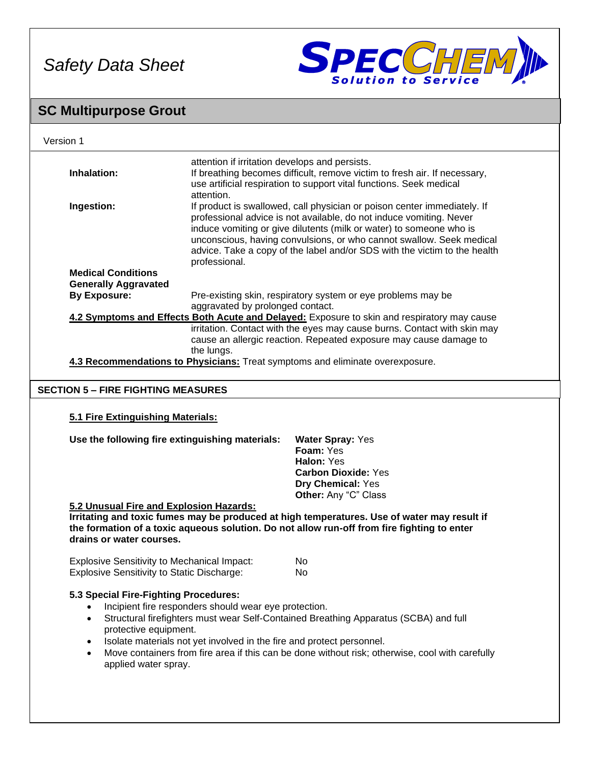attention if irritation develops and persists.

**Inhalation:** If breathing becomes difficult, remove victim to fresh air. If necessary, use artificial respiration to support vital functions. Seek medical attention.

**Ingestion:** If product is swallowed, call physician or poison center immediately. If professional advice is not available, do not induce vomiting. Never induce vomiting or give dilutents (milk or water) to someone who is unconscious, having convulsions, or who cannot swallow. Seek medical advice. Take a copy of the label and/or SDS with the victim to the health professional.

**Medical Conditions Generally Aggravated By Exposure:** Pre-existing skin, respiratory system or eye problems may be aggravated by prolonged contact.

**4.2 Symptoms and Effects Both Acute and Delayed:** Exposure to skin and respiratory may cause irritation. Contact with the eyes may cause burns. Contact with skin may cause an allergic reaction. Repeated exposure may cause damage to the lungs.

**4.3 Recommendations to Physicians:** Treat symptoms and eliminate overexposure.

## SECTION 5 – FIRE FIGHTING MEASURES

**5.1 Fire Extinguishing Materials:**

**Use the following fire extinguishing materials:**

- **Water Spray:** Yes
- **Foam:** Yes
- **Halon:** Yes
- **Carbon Dioxide:** Yes
- **Dry Chemical:** Yes
- **Other:** Any "C" Class

**5.2 Unusual Fire and Explosion Hazards:**

**Irritating and toxic fumes may be produced at high temperatures. Use of water may result if the formation of a toxic aqueous solution. Do not allow run-off from fire fighting to enter drains or water courses.**

| | |
|---|---|
| Explosive Sensitivity to Mechanical Impact: | No |
| Explosive Sensitivity to Static Discharge: | No |

**5.3 Special Fire-Fighting Procedures:**

- Incipient fire responders should wear eye protection.
- Structural firefighters must wear Self-Contained Breathing Apparatus (SCBA) and full protective equipment.
- Isolate materials not yet involved in the fire and protect personnel.
- Move containers from fire area if this can be done without risk; otherwise, cool with carefully applied water spray.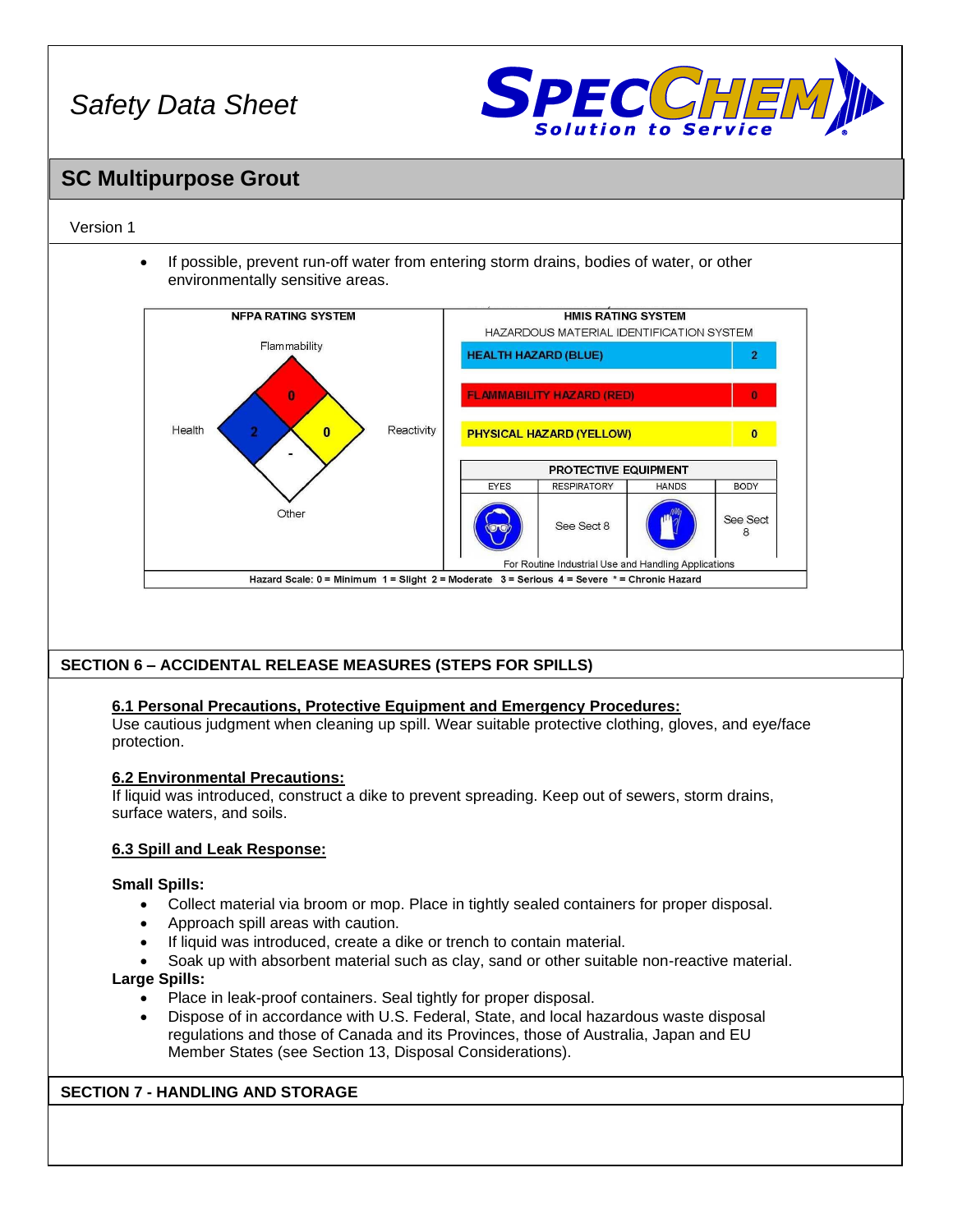- If possible, prevent run-off water from entering storm drains, bodies of water, or other environmentally sensitive areas.

| NFPA RATING SYSTEM | |
|---|---|
| Flammability | 0 |
| Health | 2 |
| Reactivity | 0 |
| Other | - |

| HMIS RATING SYSTEM<br>HAZARDOUS MATERIAL IDENTIFICATION SYSTEM | |
|---|---|
| HEALTH HAZARD (BLUE) | 2 |
| FLAMMABILITY HAZARD (RED) | 0 |
| PHYSICAL HAZARD (YELLOW) | 0 |

| PROTECTIVE EQUIPMENT | | | |
|---|---|---|---|
| EYES | RESPIRATORY | HANDS | BODY |
| | See Sect 8 | | See Sect 8 |

For Routine Industrial Use and Handling Applications

Hazard Scale: 0 = Minimum 1 = Slight 2 = Moderate 3 = Serious 4 = Severe * = Chronic Hazard

## SECTION 6 – ACCIDENTAL RELEASE MEASURES (STEPS FOR SPILLS)

### 6.1 Personal Precautions, Protective Equipment and Emergency Procedures:

Use cautious judgment when cleaning up spill. Wear suitable protective clothing, gloves, and eye/face protection.

### 6.2 Environmental Precautions:

If liquid was introduced, construct a dike to prevent spreading. Keep out of sewers, storm drains, surface waters, and soils.

### 6.3 Spill and Leak Response:

**Small Spills:**

- Collect material via broom or mop. Place in tightly sealed containers for proper disposal.
- Approach spill areas with caution.
- If liquid was introduced, create a dike or trench to contain material.
- Soak up with absorbent material such as clay, sand or other suitable non-reactive material.

**Large Spills:**

- Place in leak-proof containers. Seal tightly for proper disposal.
- Dispose of in accordance with U.S. Federal, State, and local hazardous waste disposal regulations and those of Canada and its Provinces, those of Australia, Japan and EU Member States (see Section 13, Disposal Considerations).

## SECTION 7 - HANDLING AND STORAGE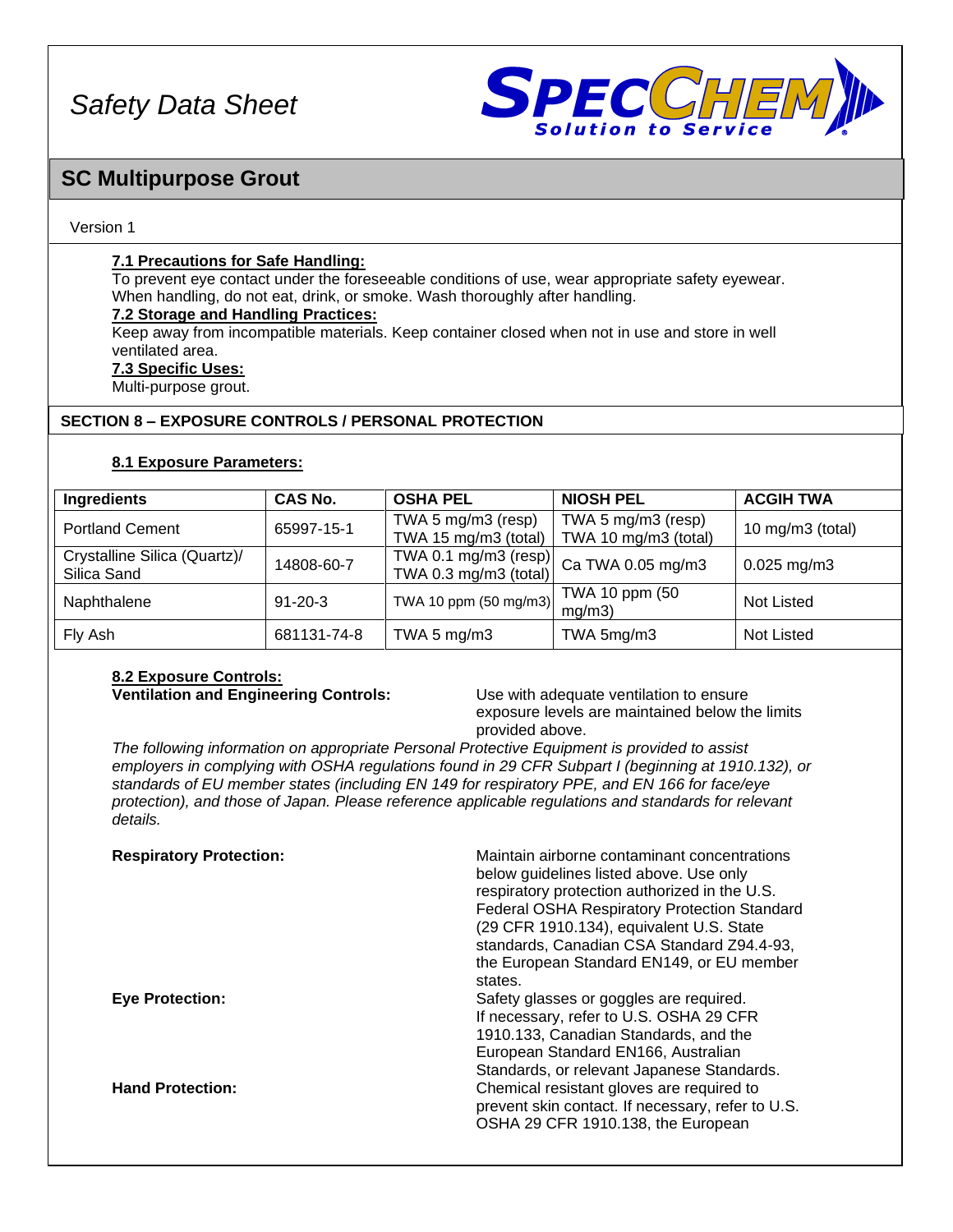7.1 Precautions for Safe Handling:

To prevent eye contact under the foreseeable conditions of use, wear appropriate safety eyewear. When handling, do not eat, drink, or smoke. Wash thoroughly after handling.

**7.2 Storage and Handling Practices:**

Keep away from incompatible materials. Keep container closed when not in use and store in well ventilated area.

**7.3 Specific Uses:**

Multi-purpose grout.

## SECTION 8 – EXPOSURE CONTROLS / PERSONAL PROTECTION

**8.1 Exposure Parameters:**

| Ingredients | CAS No. | OSHA PEL | NIOSH PEL | ACGIH TWA |
|---|---|---|---|---|
| Portland Cement | 65997-15-1 | TWA 5 mg/m3 (resp) TWA 15 mg/m3 (total) | TWA 5 mg/m3 (resp) TWA 10 mg/m3 (total) | 10 mg/m3 (total) |
| Crystalline Silica (Quartz)/ Silica Sand | 14808-60-7 | TWA 0.1 mg/m3 (resp) TWA 0.3 mg/m3 (total) | Ca TWA 0.05 mg/m3 | 0.025 mg/m3 |
| Naphthalene | 91-20-3 | TWA 10 ppm (50 mg/m3) | TWA 10 ppm (50 mg/m3) | Not Listed |
| Fly Ash | 681131-74-8 | TWA 5 mg/m3 | TWA 5mg/m3 | Not Listed |

**8.2 Exposure Controls:**

**Ventilation and Engineering Controls:** Use with adequate ventilation to ensure exposure levels are maintained below the limits provided above.

*The following information on appropriate Personal Protective Equipment is provided to assist employers in complying with OSHA regulations found in 29 CFR Subpart I (beginning at 1910.132), or standards of EU member states (including EN 149 for respiratory PPE, and EN 166 for face/eye protection), and those of Japan. Please reference applicable regulations and standards for relevant details.*

**Respiratory Protection:** Maintain airborne contaminant concentrations below guidelines listed above. Use only respiratory protection authorized in the U.S. Federal OSHA Respiratory Protection Standard (29 CFR 1910.134), equivalent U.S. State standards, Canadian CSA Standard Z94.4-93, the European Standard EN149, or EU member states.

**Eye Protection:** Safety glasses or goggles are required. If necessary, refer to U.S. OSHA 29 CFR 1910.133, Canadian Standards, and the European Standard EN166, Australian Standards, or relevant Japanese Standards.

**Hand Protection:** Chemical resistant gloves are required to prevent skin contact. If necessary, refer to U.S. OSHA 29 CFR 1910.138, the European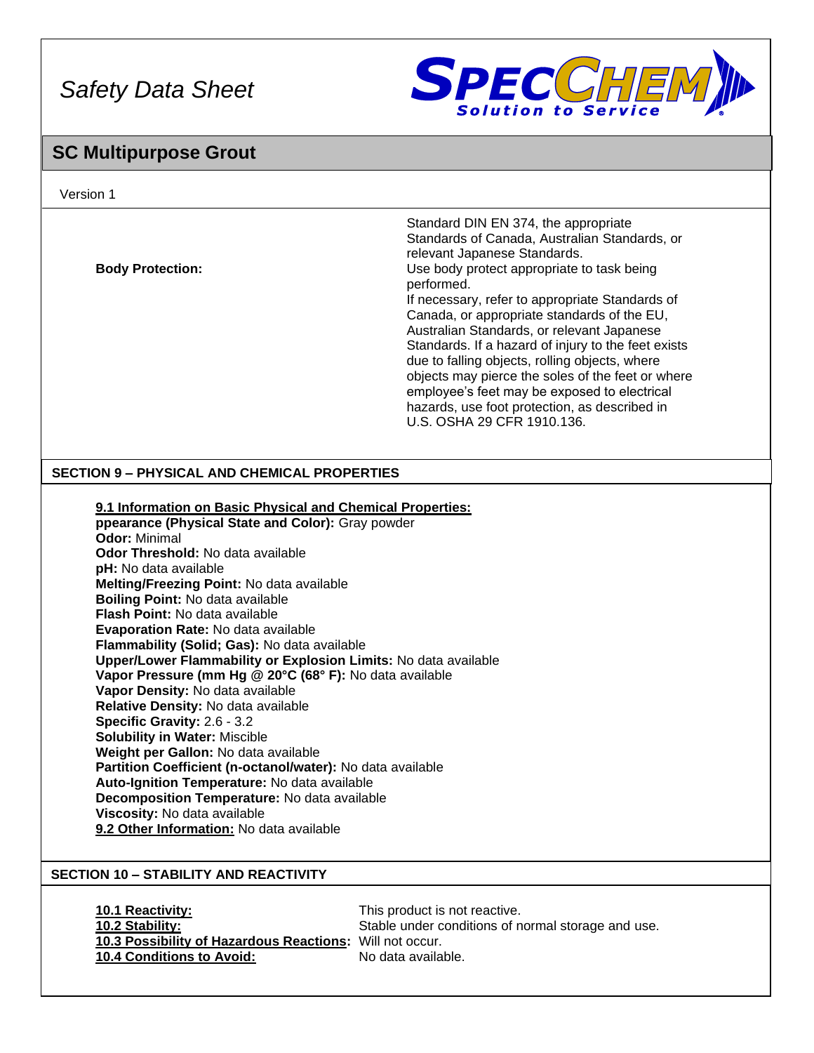| | |
|---|---|
| | Standard DIN EN 374, the appropriate Standards of Canada, Australian Standards, or relevant Japanese Standards. |
| **Body Protection:** | Use body protect appropriate to task being performed. If necessary, refer to appropriate Standards of Canada, or appropriate standards of the EU, Australian Standards, or relevant Japanese Standards. If a hazard of injury to the feet exists due to falling objects, rolling objects, where objects may pierce the soles of the feet or where employee's feet may be exposed to electrical hazards, use foot protection, as described in U.S. OSHA 29 CFR 1910.136. |

## SECTION 9 – PHYSICAL AND CHEMICAL PROPERTIES

**9.1 Information on Basic Physical and Chemical Properties:**

**ppearance (Physical State and Color):** Gray powder
**Odor:** Minimal
**Odor Threshold:** No data available
**pH:** No data available
**Melting/Freezing Point:** No data available
**Boiling Point:** No data available
**Flash Point:** No data available
**Evaporation Rate:** No data available
**Flammability (Solid; Gas):** No data available
**Upper/Lower Flammability or Explosion Limits:** No data available
**Vapor Pressure (mm Hg @ 20°C (68° F):** No data available
**Vapor Density:** No data available
**Relative Density:** No data available
**Specific Gravity:** 2.6 - 3.2
**Solubility in Water:** Miscible
**Weight per Gallon:** No data available
**Partition Coefficient (n-octanol/water):** No data available
**Auto-Ignition Temperature:** No data available
**Decomposition Temperature:** No data available
**Viscosity:** No data available
**9.2 Other Information:** No data available

## SECTION 10 – STABILITY AND REACTIVITY

| | |
|---|---|
| **10.1 Reactivity:** | This product is not reactive. |
| **10.2 Stability:** | Stable under conditions of normal storage and use. |
| **10.3 Possibility of Hazardous Reactions:** | Will not occur. |
| **10.4 Conditions to Avoid:** | No data available. |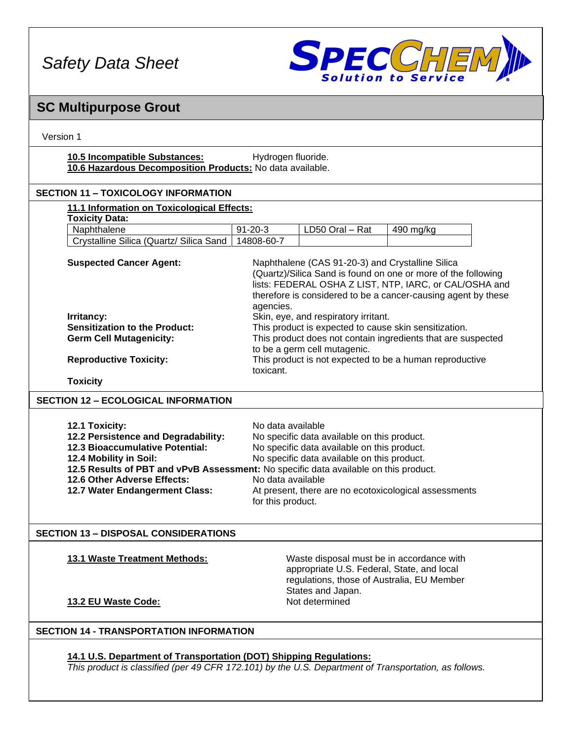# SC Multipurpose Grout

Version 1

**10.5 Incompatible Substances:** Hydrogen fluoride.
**10.6 Hazardous Decomposition Products:** No data available.

## SECTION 11 – TOXICOLOGY INFORMATION

**11.1 Information on Toxicological Effects:**

**Toxicity Data:**

| Naphthalene | 91-20-3 | LD50 Oral – Rat | 490 mg/kg |
|---|---|---|---|
| Crystalline Silica (Quartz/ Silica Sand | 14808-60-7 | | |

**Suspected Cancer Agent:** Naphthalene (CAS 91-20-3) and Crystalline Silica (Quartz)/Silica Sand is found on one or more of the following lists: FEDERAL OSHA Z LIST, NTP, IARC, or CAL/OSHA and therefore is considered to be a cancer-causing agent by these agencies.

**Irritancy:** Skin, eye, and respiratory irritant.

**Sensitization to the Product:** This product is expected to cause skin sensitization.

**Germ Cell Mutagenicity:** This product does not contain ingredients that are suspected to be a germ cell mutagenic.

**Reproductive Toxicity:** This product is not expected to be a human reproductive toxicant.

**Toxicity**

## SECTION 12 – ECOLOGICAL INFORMATION

**12.1 Toxicity:** No data available
**12.2 Persistence and Degradability:** No specific data available on this product.
**12.3 Bioaccumulative Potential:** No specific data available on this product.
**12.4 Mobility in Soil:** No specific data available on this product.
**12.5 Results of PBT and vPvB Assessment:** No specific data available on this product.
**12.6 Other Adverse Effects:** No data available
**12.7 Water Endangerment Class:** At present, there are no ecotoxicological assessments for this product.

## SECTION 13 – DISPOSAL CONSIDERATIONS

**13.1 Waste Treatment Methods:** Waste disposal must be in accordance with appropriate U.S. Federal, State, and local regulations, those of Australia, EU Member States and Japan.

**13.2 EU Waste Code:** Not determined

## SECTION 14 - TRANSPORTATION INFORMATION

**14.1 U.S. Department of Transportation (DOT) Shipping Regulations:**

*This product is classified (per 49 CFR 172.101) by the U.S. Department of Transportation, as follows.*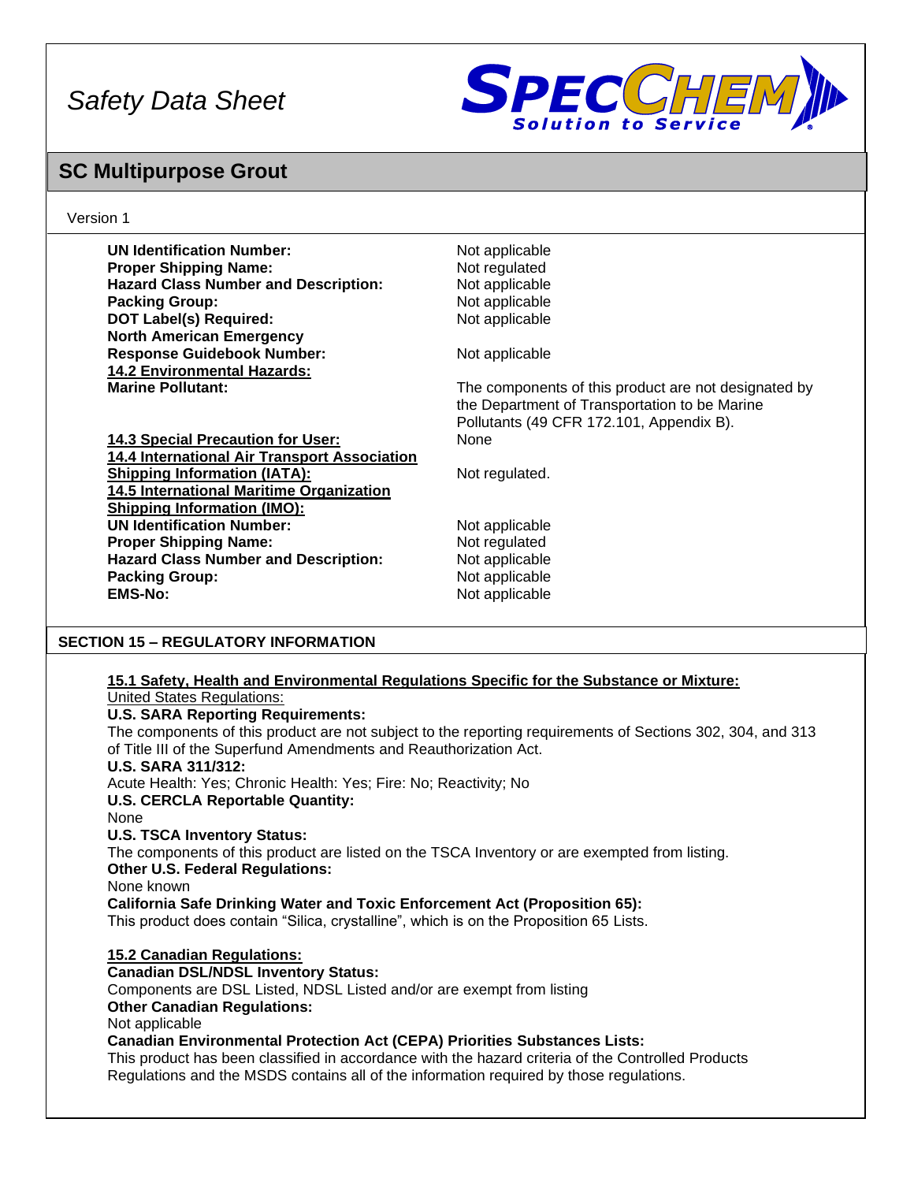# SC Multipurpose Grout

Version 1

| | |
|---|---|
| **UN Identification Number:** | Not applicable |
| **Proper Shipping Name:** | Not regulated |
| **Hazard Class Number and Description:** | Not applicable |
| **Packing Group:** | Not applicable |
| **DOT Label(s) Required:** | Not applicable |
| **North American Emergency Response Guidebook Number:** | Not applicable |

**14.2 Environmental Hazards:**

**Marine Pollutant:** The components of this product are not designated by the Department of Transportation to be Marine Pollutants (49 CFR 172.101, Appendix B).

**14.3 Special Precaution for User:** None

**14.4 International Air Transport Association Shipping Information (IATA):** Not regulated.

**14.5 International Maritime Organization Shipping Information (IMO):**

| | |
|---|---|
| **UN Identification Number:** | Not applicable |
| **Proper Shipping Name:** | Not regulated |
| **Hazard Class Number and Description:** | Not applicable |
| **Packing Group:** | Not applicable |
| **EMS-No:** | Not applicable |

## SECTION 15 – REGULATORY INFORMATION

**15.1 Safety, Health and Environmental Regulations Specific for the Substance or Mixture:**

United States Regulations:

**U.S. SARA Reporting Requirements:**
The components of this product are not subject to the reporting requirements of Sections 302, 304, and 313 of Title III of the Superfund Amendments and Reauthorization Act.

**U.S. SARA 311/312:**
Acute Health: Yes; Chronic Health: Yes; Fire: No; Reactivity; No

**U.S. CERCLA Reportable Quantity:**
None

**U.S. TSCA Inventory Status:**
The components of this product are listed on the TSCA Inventory or are exempted from listing.

**Other U.S. Federal Regulations:**
None known

**California Safe Drinking Water and Toxic Enforcement Act (Proposition 65):**
This product does contain "Silica, crystalline", which is on the Proposition 65 Lists.

**15.2 Canadian Regulations:**

**Canadian DSL/NDSL Inventory Status:**
Components are DSL Listed, NDSL Listed and/or are exempt from listing

**Other Canadian Regulations:**
Not applicable

**Canadian Environmental Protection Act (CEPA) Priorities Substances Lists:**
This product has been classified in accordance with the hazard criteria of the Controlled Products Regulations and the MSDS contains all of the information required by those regulations.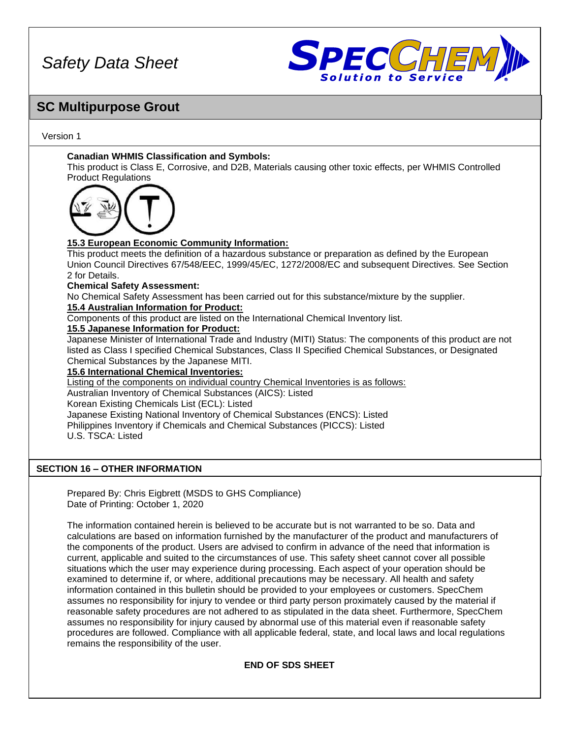**Canadian WHMIS Classification and Symbols:**
This product is Class E, Corrosive, and D2B, Materials causing other toxic effects, per WHMIS Controlled Product Regulations

**15.3 European Economic Community Information:**
This product meets the definition of a hazardous substance or preparation as defined by the European Union Council Directives 67/548/EEC, 1999/45/EC, 1272/2008/EC and subsequent Directives. See Section 2 for Details.

**Chemical Safety Assessment:**
No Chemical Safety Assessment has been carried out for this substance/mixture by the supplier.

**15.4 Australian Information for Product:**
Components of this product are listed on the International Chemical Inventory list.

**15.5 Japanese Information for Product:**
Japanese Minister of International Trade and Industry (MITI) Status: The components of this product are not listed as Class I specified Chemical Substances, Class II Specified Chemical Substances, or Designated Chemical Substances by the Japanese MITI.

**15.6 International Chemical Inventories:**
Listing of the components on individual country Chemical Inventories is as follows:
Australian Inventory of Chemical Substances (AICS): Listed
Korean Existing Chemicals List (ECL): Listed
Japanese Existing National Inventory of Chemical Substances (ENCS): Listed
Philippines Inventory if Chemicals and Chemical Substances (PICCS): Listed
U.S. TSCA: Listed

## SECTION 16 – OTHER INFORMATION

Prepared By: Chris Eigbrett (MSDS to GHS Compliance)
Date of Printing: October 1, 2020

The information contained herein is believed to be accurate but is not warranted to be so. Data and calculations are based on information furnished by the manufacturer of the product and manufacturers of the components of the product. Users are advised to confirm in advance of the need that information is current, applicable and suited to the circumstances of use. This safety sheet cannot cover all possible situations which the user may experience during processing. Each aspect of your operation should be examined to determine if, or where, additional precautions may be necessary. All health and safety information contained in this bulletin should be provided to your employees or customers. SpecChem assumes no responsibility for injury to vendee or third party person proximately caused by the material if reasonable safety procedures are not adhered to as stipulated in the data sheet. Furthermore, SpecChem assumes no responsibility for injury caused by abnormal use of this material even if reasonable safety procedures are followed. Compliance with all applicable federal, state, and local laws and local regulations remains the responsibility of the user.

**END OF SDS SHEET**